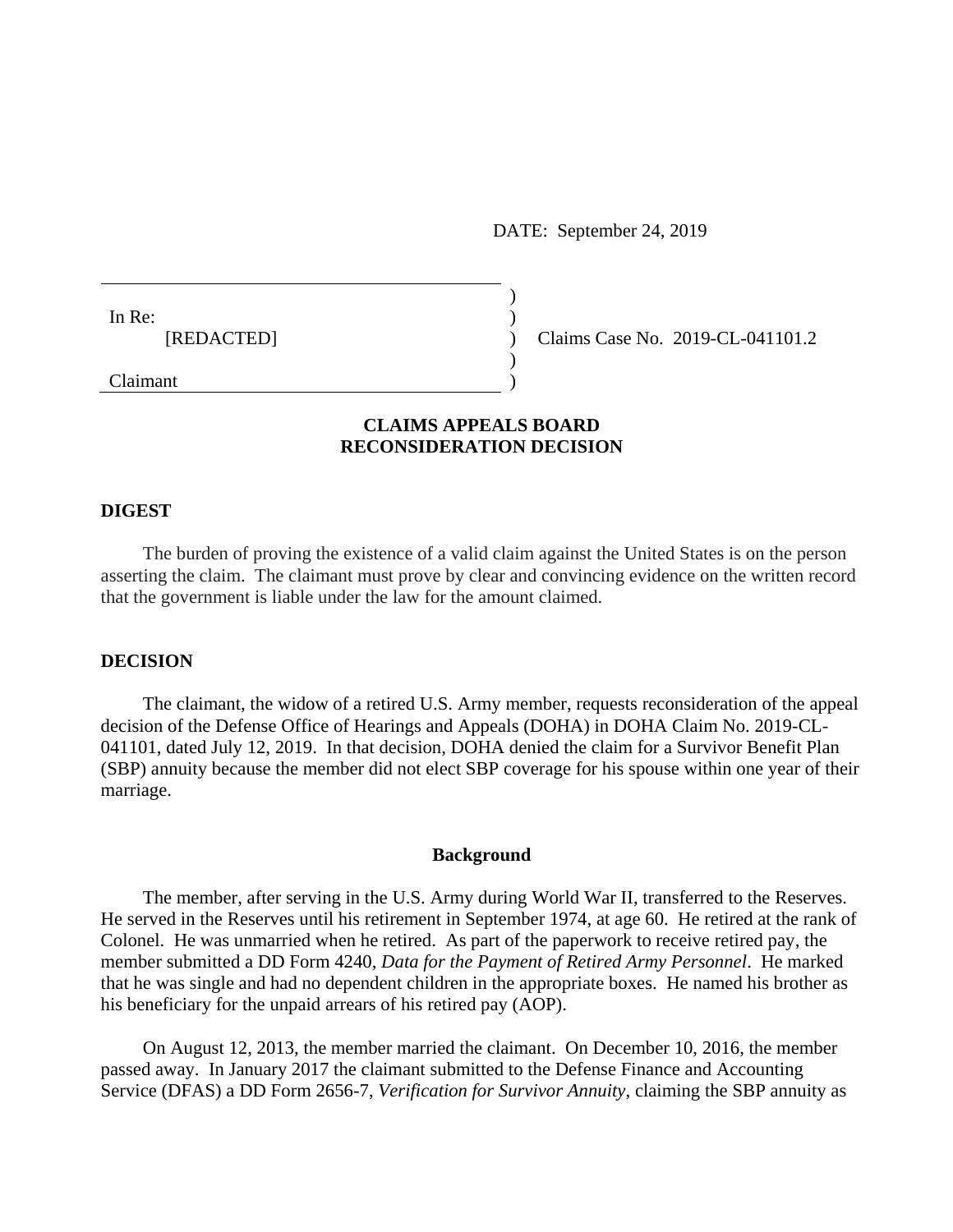DATE: September 24, 2019

In Re:
[REDACTED]

Claimant

Claims Case No. 2019-CL-041101.2

## CLAIMS APPEALS BOARD
## RECONSIDERATION DECISION

### DIGEST

The burden of proving the existence of a valid claim against the United States is on the person asserting the claim. The claimant must prove by clear and convincing evidence on the written record that the government is liable under the law for the amount claimed.

### DECISION

The claimant, the widow of a retired U.S. Army member, requests reconsideration of the appeal decision of the Defense Office of Hearings and Appeals (DOHA) in DOHA Claim No. 2019-CL-041101, dated July 12, 2019. In that decision, DOHA denied the claim for a Survivor Benefit Plan (SBP) annuity because the member did not elect SBP coverage for his spouse within one year of their marriage.

### Background

The member, after serving in the U.S. Army during World War II, transferred to the Reserves. He served in the Reserves until his retirement in September 1974, at age 60. He retired at the rank of Colonel. He was unmarried when he retired. As part of the paperwork to receive retired pay, the member submitted a DD Form 4240, *Data for the Payment of Retired Army Personnel*. He marked that he was single and had no dependent children in the appropriate boxes. He named his brother as his beneficiary for the unpaid arrears of his retired pay (AOP).

On August 12, 2013, the member married the claimant. On December 10, 2016, the member passed away. In January 2017 the claimant submitted to the Defense Finance and Accounting Service (DFAS) a DD Form 2656-7, *Verification for Survivor Annuity*, claiming the SBP annuity as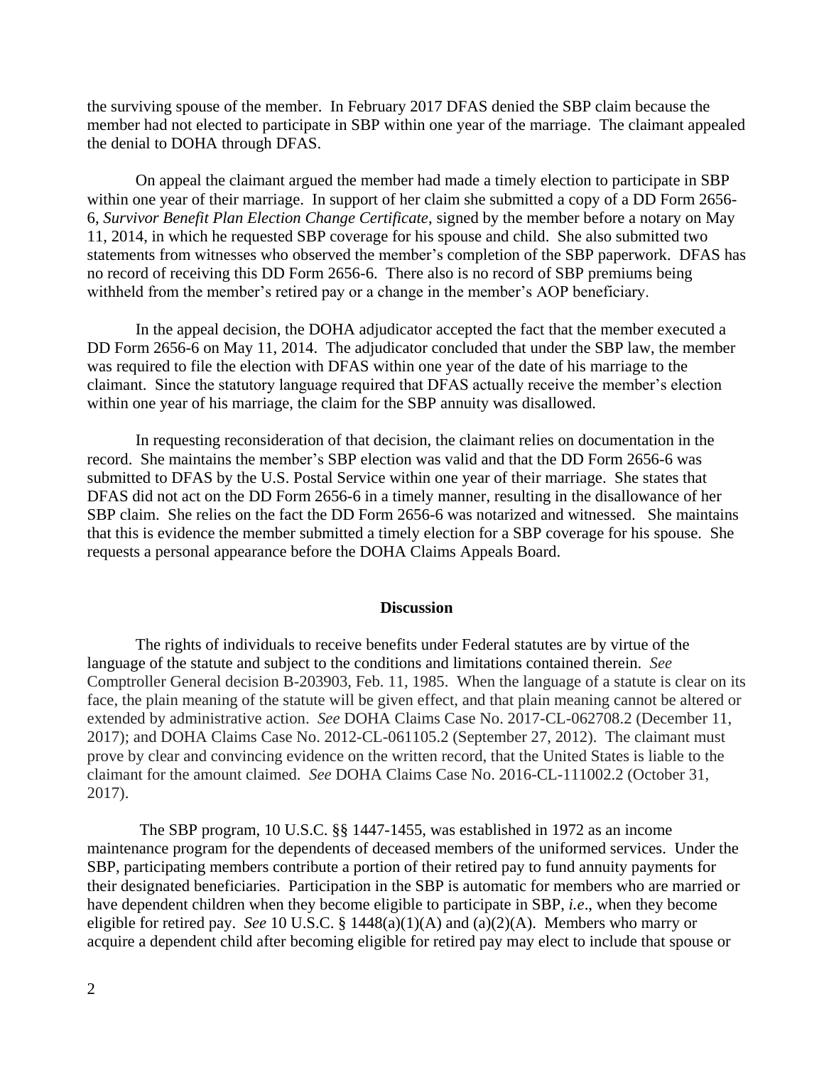the surviving spouse of the member. In February 2017 DFAS denied the SBP claim because the member had not elected to participate in SBP within one year of the marriage. The claimant appealed the denial to DOHA through DFAS.

On appeal the claimant argued the member had made a timely election to participate in SBP within one year of their marriage. In support of her claim she submitted a copy of a DD Form 2656-6, *Survivor Benefit Plan Election Change Certificate*, signed by the member before a notary on May 11, 2014, in which he requested SBP coverage for his spouse and child. She also submitted two statements from witnesses who observed the member's completion of the SBP paperwork. DFAS has no record of receiving this DD Form 2656-6. There also is no record of SBP premiums being withheld from the member's retired pay or a change in the member's AOP beneficiary.

In the appeal decision, the DOHA adjudicator accepted the fact that the member executed a DD Form 2656-6 on May 11, 2014. The adjudicator concluded that under the SBP law, the member was required to file the election with DFAS within one year of the date of his marriage to the claimant. Since the statutory language required that DFAS actually receive the member's election within one year of his marriage, the claim for the SBP annuity was disallowed.

In requesting reconsideration of that decision, the claimant relies on documentation in the record. She maintains the member's SBP election was valid and that the DD Form 2656-6 was submitted to DFAS by the U.S. Postal Service within one year of their marriage. She states that DFAS did not act on the DD Form 2656-6 in a timely manner, resulting in the disallowance of her SBP claim. She relies on the fact the DD Form 2656-6 was notarized and witnessed. She maintains that this is evidence the member submitted a timely election for a SBP coverage for his spouse. She requests a personal appearance before the DOHA Claims Appeals Board.

## Discussion

The rights of individuals to receive benefits under Federal statutes are by virtue of the language of the statute and subject to the conditions and limitations contained therein. *See* Comptroller General decision B-203903, Feb. 11, 1985. When the language of a statute is clear on its face, the plain meaning of the statute will be given effect, and that plain meaning cannot be altered or extended by administrative action. *See* DOHA Claims Case No. 2017-CL-062708.2 (December 11, 2017); and DOHA Claims Case No. 2012-CL-061105.2 (September 27, 2012). The claimant must prove by clear and convincing evidence on the written record, that the United States is liable to the claimant for the amount claimed. *See* DOHA Claims Case No. 2016-CL-111002.2 (October 31, 2017).

The SBP program, 10 U.S.C. §§ 1447-1455, was established in 1972 as an income maintenance program for the dependents of deceased members of the uniformed services. Under the SBP, participating members contribute a portion of their retired pay to fund annuity payments for their designated beneficiaries. Participation in the SBP is automatic for members who are married or have dependent children when they become eligible to participate in SBP, *i.e*., when they become eligible for retired pay. *See* 10 U.S.C. § 1448(a)(1)(A) and (a)(2)(A). Members who marry or acquire a dependent child after becoming eligible for retired pay may elect to include that spouse or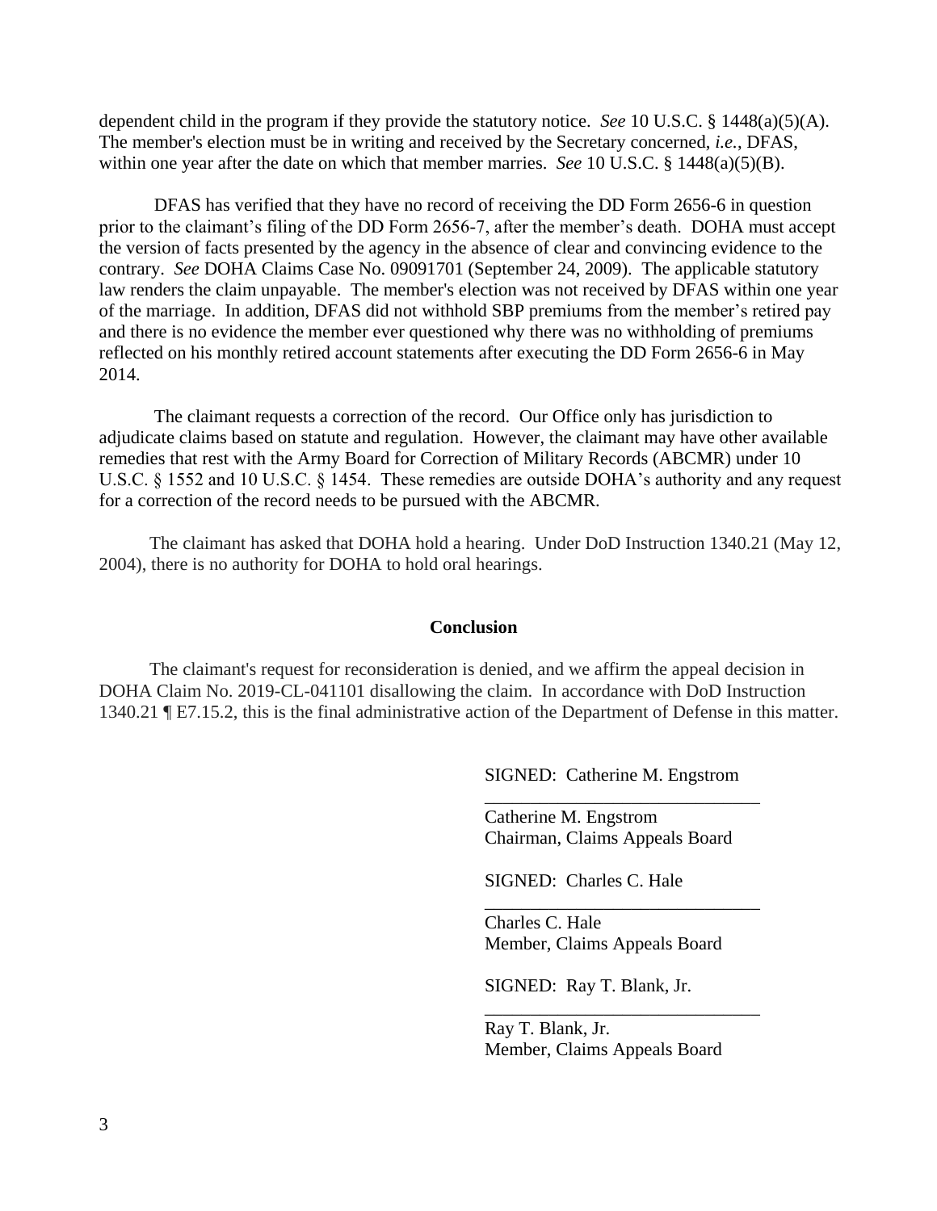dependent child in the program if they provide the statutory notice. *See* 10 U.S.C. § 1448(a)(5)(A). The member's election must be in writing and received by the Secretary concerned, *i.e.*, DFAS, within one year after the date on which that member marries. *See* 10 U.S.C. § 1448(a)(5)(B).

DFAS has verified that they have no record of receiving the DD Form 2656-6 in question prior to the claimant's filing of the DD Form 2656-7, after the member's death. DOHA must accept the version of facts presented by the agency in the absence of clear and convincing evidence to the contrary. *See* DOHA Claims Case No. 09091701 (September 24, 2009). The applicable statutory law renders the claim unpayable. The member's election was not received by DFAS within one year of the marriage. In addition, DFAS did not withhold SBP premiums from the member's retired pay and there is no evidence the member ever questioned why there was no withholding of premiums reflected on his monthly retired account statements after executing the DD Form 2656-6 in May 2014.

The claimant requests a correction of the record. Our Office only has jurisdiction to adjudicate claims based on statute and regulation. However, the claimant may have other available remedies that rest with the Army Board for Correction of Military Records (ABCMR) under 10 U.S.C. § 1552 and 10 U.S.C. § 1454. These remedies are outside DOHA's authority and any request for a correction of the record needs to be pursued with the ABCMR.

The claimant has asked that DOHA hold a hearing. Under DoD Instruction 1340.21 (May 12, 2004), there is no authority for DOHA to hold oral hearings.

**Conclusion**

The claimant's request for reconsideration is denied, and we affirm the appeal decision in DOHA Claim No. 2019-CL-041101 disallowing the claim. In accordance with DoD Instruction 1340.21 ¶ E7.15.2, this is the final administrative action of the Department of Defense in this matter.

SIGNED: Catherine M. Engstrom

\_\_\_\_\_\_\_\_\_\_\_\_\_\_\_\_\_\_\_\_\_\_\_\_\_\_\_\_\_\_
Catherine M. Engstrom
Chairman, Claims Appeals Board

SIGNED: Charles C. Hale

\_\_\_\_\_\_\_\_\_\_\_\_\_\_\_\_\_\_\_\_\_\_\_\_\_\_\_\_\_\_
Charles C. Hale
Member, Claims Appeals Board

SIGNED: Ray T. Blank, Jr.

\_\_\_\_\_\_\_\_\_\_\_\_\_\_\_\_\_\_\_\_\_\_\_\_\_\_\_\_\_\_
Ray T. Blank, Jr.
Member, Claims Appeals Board